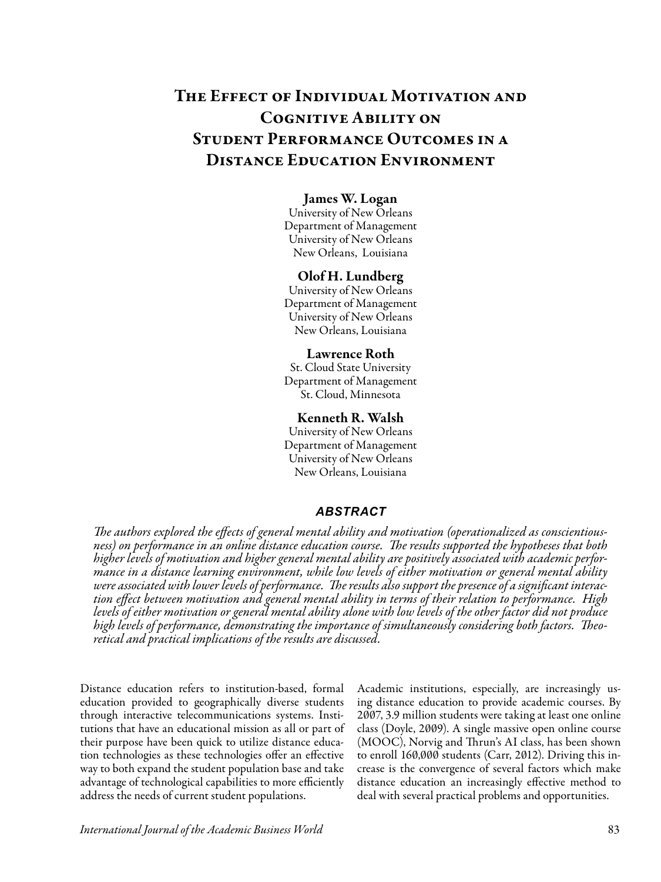# The Effect of Individual Motivation and Cognitive Ability on Student Performance Outcomes in a Distance Education Environment

**James W. Logan**
University of New Orleans
Department of Management
University of New Orleans
New Orleans, Louisiana

**Olof H. Lundberg**
University of New Orleans
Department of Management
University of New Orleans
New Orleans, Louisiana

**Lawrence Roth**
St. Cloud State University
Department of Management
St. Cloud, Minnesota

**Kenneth R. Walsh**
University of New Orleans
Department of Management
University of New Orleans
New Orleans, Louisiana

## ABSTRACT

*The authors explored the effects of general mental ability and motivation (operationalized as conscientiousness) on performance in an online distance education course. The results supported the hypotheses that both higher levels of motivation and higher general mental ability are positively associated with academic performance in a distance learning environment, while low levels of either motivation or general mental ability were associated with lower levels of performance. The results also support the presence of a significant interaction effect between motivation and general mental ability in terms of their relation to performance. High levels of either motivation or general mental ability alone with low levels of the other factor did not produce high levels of performance, demonstrating the importance of simultaneously considering both factors. Theoretical and practical implications of the results are discussed.*

Distance education refers to institution-based, formal education provided to geographically diverse students through interactive telecommunications systems. Institutions that have an educational mission as all or part of their purpose have been quick to utilize distance education technologies as these technologies offer an effective way to both expand the student population base and take advantage of technological capabilities to more efficiently address the needs of current student populations.

Academic institutions, especially, are increasingly using distance education to provide academic courses. By 2007, 3.9 million students were taking at least one online class (Doyle, 2009). A single massive open online course (MOOC), Norvig and Thrun's AI class, has been shown to enroll 160,000 students (Carr, 2012). Driving this increase is the convergence of several factors which make distance education an increasingly effective method to deal with several practical problems and opportunities.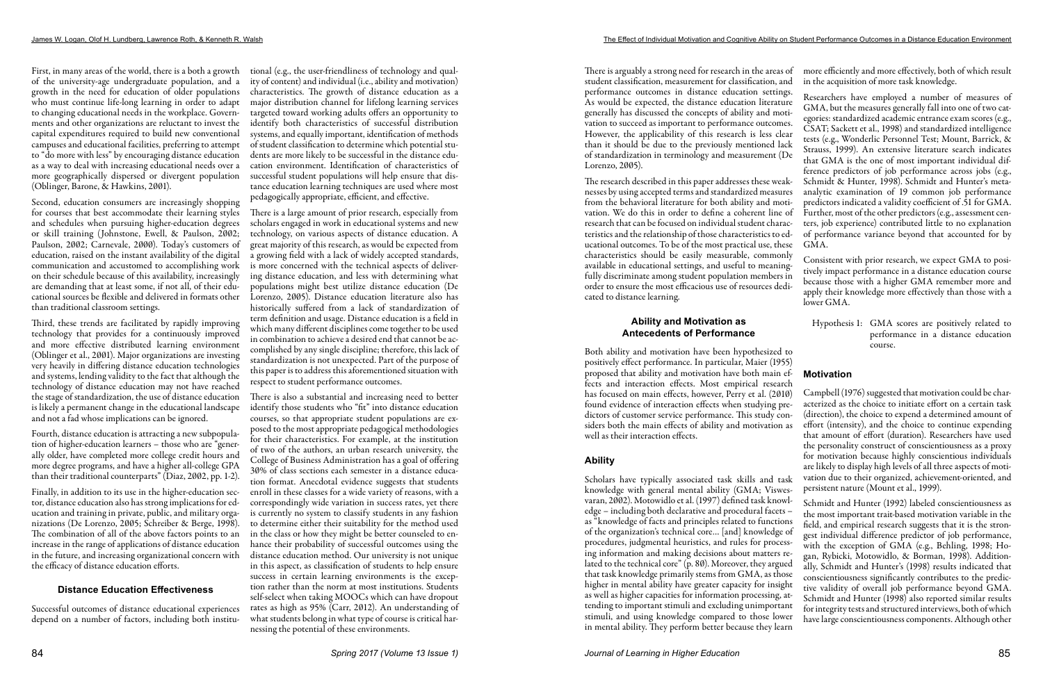First, in many areas of the world, there is a both a growth of the university-age undergraduate population, and a growth in the need for education of older populations who must continue life-long learning in order to adapt to changing educational needs in the workplace. Governments and other organizations are reluctant to invest the capital expenditures required to build new conventional campuses and educational facilities, preferring to attempt to "do more with less" by encouraging distance education as a way to deal with increasing educational needs over a more geographically dispersed or divergent population (Oblinger, Barone, & Hawkins, 2001).

Second, education consumers are increasingly shopping for courses that best accommodate their learning styles and schedules when pursuing higher-education degrees or skill training (Johnstone, Ewell, & Paulson, 2002; Paulson, 2002; Carnevale, 2000). Today's customers of education, raised on the instant availability of the digital communication and accustomed to accomplishing work on their schedule because of this availability, increasingly are demanding that at least some, if not all, of their educational sources be flexible and delivered in formats other than traditional classroom settings.

Third, these trends are facilitated by rapidly improving technology that provides for a continuously improved and more effective distributed learning environment (Oblinger et al., 2001). Major organizations are investing very heavily in differing distance education technologies and systems, lending validity to the fact that although the technology of distance education may not have reached the stage of standardization, the use of distance education is likely a permanent change in the educational landscape and not a fad whose implications can be ignored.

Fourth, distance education is attracting a new subpopulation of higher-education learners – those who are "generally older, have completed more college credit hours and more degree programs, and have a higher all-college GPA than their traditional counterparts" (Diaz, 2002, pp. 1-2).

Finally, in addition to its use in the higher-education sector, distance education also has strong implications for education and training in private, public, and military organizations (De Lorenzo, 2005; Schreiber & Berge, 1998). The combination of all of the above factors points to an increase in the range of applications of distance education in the future, and increasing organizational concern with the efficacy of distance education efforts.

## Distance Education Effectiveness

Successful outcomes of distance educational experiences depend on a number of factors, including both institutional (e.g., the user-friendliness of technology and quality of content) and individual (i.e., ability and motivation) characteristics. The growth of distance education as a major distribution channel for lifelong learning services targeted toward working adults offers an opportunity to identify both characteristics of successful distribution systems, and equally important, identification of methods of student classification to determine which potential students are more likely to be successful in the distance education environment. Identification of characteristics of successful student populations will help ensure that distance education learning techniques are used where most pedagogically appropriate, efficient, and effective.

There is a large amount of prior research, especially from scholars engaged in work in educational systems and new technology, on various aspects of distance education. A great majority of this research, as would be expected from a growing field with a lack of widely accepted standards, is more concerned with the technical aspects of delivering distance education, and less with determining what populations might best utilize distance education (De Lorenzo, 2005). Distance education literature also has historically suffered from a lack of standardization of term definition and usage. Distance education is a field in which many different disciplines come together to be used in combination to achieve a desired end that cannot be accomplished by any single discipline; therefore, this lack of standardization is not unexpected. Part of the purpose of this paper is to address this aforementioned situation with respect to student performance outcomes.

There is also a substantial and increasing need to better identify those students who "fit" into distance education courses, so that appropriate student populations are exposed to the most appropriate pedagogical methodologies for their characteristics. For example, at the institution of two of the authors, an urban research university, the College of Business Administration has a goal of offering 30% of class sections each semester in a distance education format. Anecdotal evidence suggests that students enroll in these classes for a wide variety of reasons, with a correspondingly wide variation in success rates, yet there is currently no system to classify students in any fashion to determine either their suitability for the method used in the class or how they might be better counseled to enhance their probability of successful outcomes using the distance education method. Our university is not unique in this aspect, as classification of students to help ensure success in certain learning environments is the exception rather than the norm at most institutions. Students self-select when taking MOOCs which can have dropout rates as high as 95% (Carr, 2012). An understanding of what students belong in what type of course is critical harnessing the potential of these environments.

There is arguably a strong need for research in the areas of student classification, measurement for classification, and performance outcomes in distance education settings. As would be expected, the distance education literature generally has discussed the concepts of ability and motivation to succeed as important to performance outcomes. However, the applicability of this research is less clear than it should be due to the previously mentioned lack of standardization in terminology and measurement (De Lorenzo, 2005).

The research described in this paper addresses these weaknesses by using accepted terms and standardized measures from the behavioral literature for both ability and motivation. We do this in order to define a coherent line of research that can be focused on individual student characteristics and the relationship of those characteristics to educational outcomes. To be of the most practical use, these characteristics should be easily measurable, commonly available in educational settings, and useful to meaningfully discriminate among student population members in order to ensure the most efficacious use of resources dedicated to distance learning.

## Ability and Motivation as Antecedents of Performance

Both ability and motivation have been hypothesized to positively effect performance. In particular, Maier (1955) proposed that ability and motivation have both main effects and interaction effects. Most empirical research has focused on main effects, however, Perry et al. (2010) found evidence of interaction effects when studying predictors of customer service performance. This study considers both the main effects of ability and motivation as well as their interaction effects.

### Ability

Scholars have typically associated task skills and task knowledge with general mental ability (GMA; Viswesvaran, 2002). Motowidlo et al. (1997) defined task knowledge – including both declarative and procedural facets – as "knowledge of facts and principles related to functions of the organization's technical core... [and] knowledge of procedures, judgmental heuristics, and rules for processing information and making decisions about matters related to the technical core" (p. 80). Moreover, they argued that task knowledge primarily stems from GMA, as those higher in mental ability have greater capacity for insight as well as higher capacities for information processing, attending to important stimuli and excluding unimportant stimuli, and using knowledge compared to those lower in mental ability. They perform better because they learn more efficiently and more effectively, both of which result in the acquisition of more task knowledge.

Researchers have employed a number of measures of GMA, but the measures generally fall into one of two categories: standardized academic entrance exam scores (e.g., CSAT; Sackett et al., 1998) and standardized intelligence tests (e.g., Wonderlic Personnel Test; Mount, Barrick, & Strauss, 1999). An extensive literature search indicates that GMA is the one of most important individual difference predictors of job performance across jobs (e.g., Schmidt & Hunter, 1998). Schmidt and Hunter's meta-analytic examination of 19 common job performance predictors indicated a validity coefficient of .51 for GMA. Further, most of the other predictors (e.g., assessment centers, job experience) contributed little to no explanation of performance variance beyond that accounted for by GMA.

Consistent with prior research, we expect GMA to positively impact performance in a distance education course because those with a higher GMA remember more and apply their knowledge more effectively than those with a lower GMA.

Hypothesis 1: GMA scores are positively related to performance in a distance education course.

### Motivation

Campbell (1976) suggested that motivation could be characterized as the choice to initiate effort on a certain task (direction), the choice to expend a determined amount of effort (intensity), and the choice to continue expending that amount of effort (duration). Researchers have used the personality construct of conscientiousness as a proxy for motivation because highly conscientious individuals are likely to display high levels of all three aspects of motivation due to their organized, achievement-oriented, and persistent nature (Mount et al., 1999).

Schmidt and Hunter (1992) labeled conscientiousness as the most important trait-based motivation variable in the field, and empirical research suggests that it is the strongest individual difference predictor of job performance, with the exception of GMA (e.g., Behling, 1998; Hogan, Rybicki, Motowidlo, & Borman, 1998). Additionally, Schmidt and Hunter's (1998) results indicated that conscientiousness significantly contributes to the predictive validity of overall job performance beyond GMA. Schmidt and Hunter (1998) also reported similar results for integrity tests and structured interviews, both of which have large conscientiousness components. Although other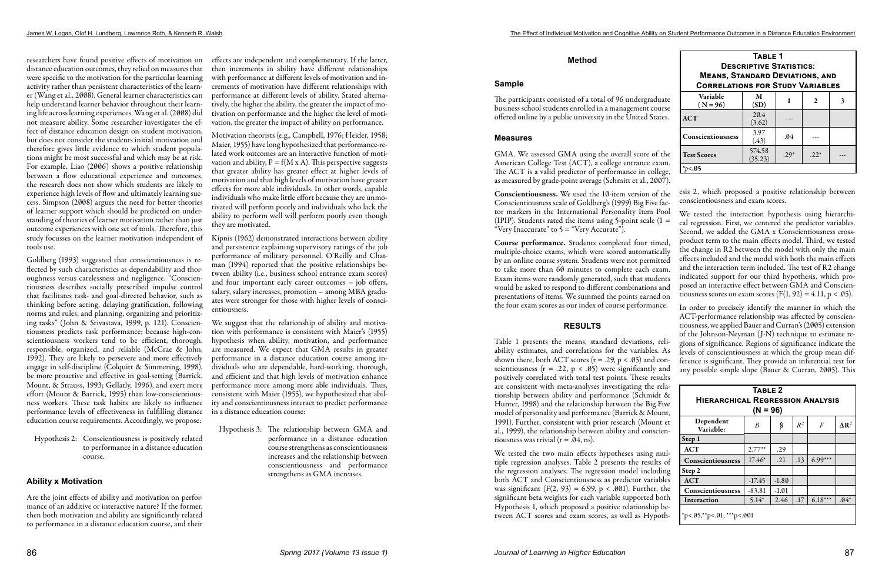researchers have found positive effects of motivation on distance education outcomes, they relied on measures that were specific to the motivation for the particular learning activity rather than persistent characteristics of the learner (Wang et al., 2008). General learner characteristics can help understand learner behavior throughout their learning life across learning experiences. Wang et al. (2008) did not measure ability. Some researcher investigates the effect of distance education design on student motivation, but does not consider the students initial motivation and therefore gives little evidence to which student populations might be most successful and which may be at risk. For example, Liao (2006) shows a positive relationship between a flow educational experience and outcomes, the research does not show which students are likely to experience high levels of flow and ultimately learning success. Simpson (2008) argues the need for better theories of learner support which should be predicted on understanding of theories of learner motivation rather than just outcome experiences with one set of tools. Therefore, this study focusses on the learner motivation independent of tools use.

Goldberg (1993) suggested that conscientiousness is reflected by such characteristics as dependability and thoroughness versus carelessness and negligence. "Conscientiousness describes socially prescribed impulse control that facilitates task- and goal-directed behavior, such as thinking before acting, delaying gratification, following norms and rules, and planning, organizing and prioritizing tasks" (John & Srivastava, 1999, p. 121). Conscientiousness predicts task performance; because high-conscientiousness workers tend to be efficient, thorough, responsible, organized, and reliable (McCrae & John, 1992). They are likely to persevere and more effectively engage in self-discipline (Colquitt & Simmering, 1998), be more proactive and effective in goal-setting (Barrick, Mount, & Strauss, 1993; Gellatly, 1996), and exert more effort (Mount & Barrick, 1995) than low-conscientiousness workers. These task habits are likely to influence performance levels of effectiveness in fulfilling distance education course requirements. Accordingly, we propose:

Hypothesis 2: Conscientiousness is positively related to performance in a distance education course.

### Ability x Motivation

Are the joint effects of ability and motivation on performance of an additive or interactive nature? If the former, then both motivation and ability are significantly related to performance in a distance education course, and their effects are independent and complementary. If the latter, then increments in ability have different relationships with performance at different levels of motivation and increments of motivation have different relationships with performance at different levels of ability. Stated alternatively, the higher the ability, the greater the impact of motivation on performance and the higher the level of motivation, the greater the impact of ability on performance.

Motivation theorists (e.g., Campbell, 1976; Heider, 1958; Maier, 1955) have long hypothesized that performance-related work outcomes are an interactive function of motivation and ability, P = f(M x A). This perspective suggests that greater ability has greater effect at higher levels of motivation and that high levels of motivation have greater effects for more able individuals. In other words, capable individuals who make little effort because they are unmotivated will perform poorly and individuals who lack the ability to perform well will perform poorly even though they are motivated.

Kipnis (1962) demonstrated interactions between ability and persistence explaining supervisory ratings of the job performance of military personnel. O'Reilly and Chatman (1994) reported that the positive relationships between ability (i.e., business school entrance exam scores) and four important early career outcomes – job offers, salary, salary increases, promotion – among MBA graduates were stronger for those with higher levels of conscientiousness.

We suggest that the relationship of ability and motivation with performance is consistent with Maier's (1955) hypothesis when ability, motivation, and performance are measured. We expect that GMA results in greater performance in a distance education course among individuals who are dependable, hard-working, thorough, and efficient and that high levels of motivation enhance performance more among more able individuals. Thus, consistent with Maier (1955), we hypothesized that ability and conscientiousness interact to predict performance in a distance education course:

Hypothesis 3: The relationship between GMA and performance in a distance education course strengthens as conscientiousness increases and the relationship between conscientiousness and performance strengthens as GMA increases.

## Method

### Sample

The participants consisted of a total of 96 undergraduate business school students enrolled in a management course offered online by a public university in the United States.

### Measures

GMA. We assessed GMA using the overall score of the American College Test (ACT), a college entrance exam. The ACT is a valid predictor of performance in college, as measured by grade-point average (Schmitt et al., 2007).

**Conscientiousness.** We used the 10-item version of the Conscientiousness scale of Goldberg's (1999) Big Five factor markers in the International Personality Item Pool (IPIP). Students rated the items using 5-point scale (1 = "Very Inaccurate" to 5 = "Very Accurate").

**Course performance.** Students completed four timed, multiple-choice exams, which were scored automatically by an online course system. Students were not permitted to take more than 60 minutes to complete each exam. Exam items were randomly generated, such that students would be asked to respond to different combinations and presentations of items. We summed the points earned on the four exam scores as our index of course performance.

## RESULTS

Table 1 presents the means, standard deviations, reliability estimates, and correlations for the variables. As shown there, both ACT scores ($r = .29$, $p < .05$) and conscientiousness ($r = .22$, $p < .05$) were significantly and positively correlated with total test points. These results are consistent with meta-analyses investigating the relationship between ability and performance (Schmidt & Hunter, 1998) and the relationship between the Big Five model of personality and performance (Barrick & Mount, 1991). Further, consistent with prior research (Mount et al., 1999), the relationship between ability and conscientiousness was trivial ($r = .04$, ns).

We tested the two main effects hypotheses using multiple regression analyses. Table 2 presents the results of the regression analyses. The regression model including both ACT and Conscientiousness as predictor variables was significant ($F(2, 93) = 6.99$, $p < .001$). Further, the significant beta weights for each variable supported both Hypothesis 1, which proposed a positive relationship between ACT scores and exam scores, as well as Hypothesis 2, which proposed a positive relationship between conscientiousness and exam scores.

**Table 1**
**Descriptive Statistics: Means, Standard Deviations, and Correlations for Study Variables**

| Variable (N = 96) | M (SD) | 1 | 2 | 3 |
|---|---|---|---|---|
| ACT | 20.4 (3.62) | --- | | |
| Conscientiousness | 3.97 (.43) | .04 | --- | |
| Test Scores | 574.58 (35.23) | .29* | .22* | --- |

*$p<.05$

We tested the interaction hypothesis using hierarchical regression. First, we centered the predictor variables. Second, we added the GMA x Conscientiousness cross-product term to the main effects model. Third, we tested the change in R2 between the model with only the main effects included and the model with both the main effects and the interaction term included. The test of R2 change indicated support for our third hypothesis, which proposed an interactive effect between GMA and Conscientiousness scores on exam scores ($F(1, 92) = 4.11$, $p < .05$).

In order to precisely identify the manner in which the ACT-performance relationship was affected by conscientiousness, we applied Bauer and Curran's (2005) extension of the Johnson-Neyman (J-N) technique to estimate regions of significance. Regions of significance indicate the levels of conscientiousness at which the group mean difference is significant. They provide an inferential test for any possible simple slope (Bauer & Curran, 2005). This

**Table 2**
**Hierarchical Regression Analysis (N = 96)**

| Dependent Variable: | $B$ | β | $R^2$ | $F$ | $\Delta R^2$ |
|---|---|---|---|---|---|
| Step 1 | | | | | |
| ACT | 2.77** | .29 | | | |
| Conscientiousness | 17.46* | .21 | .13 | 6.99*** | |
| Step 2 | | | | | |
| ACT | -17.45 | -1.80 | | | |
| Conscientiousness | -83.81 | -1.01 | | | |
| Interaction | 5.14* | 2.46 | .17 | 6.18*** | .04* |

*$p<.05$, **$p<.01$, ***$p<.001$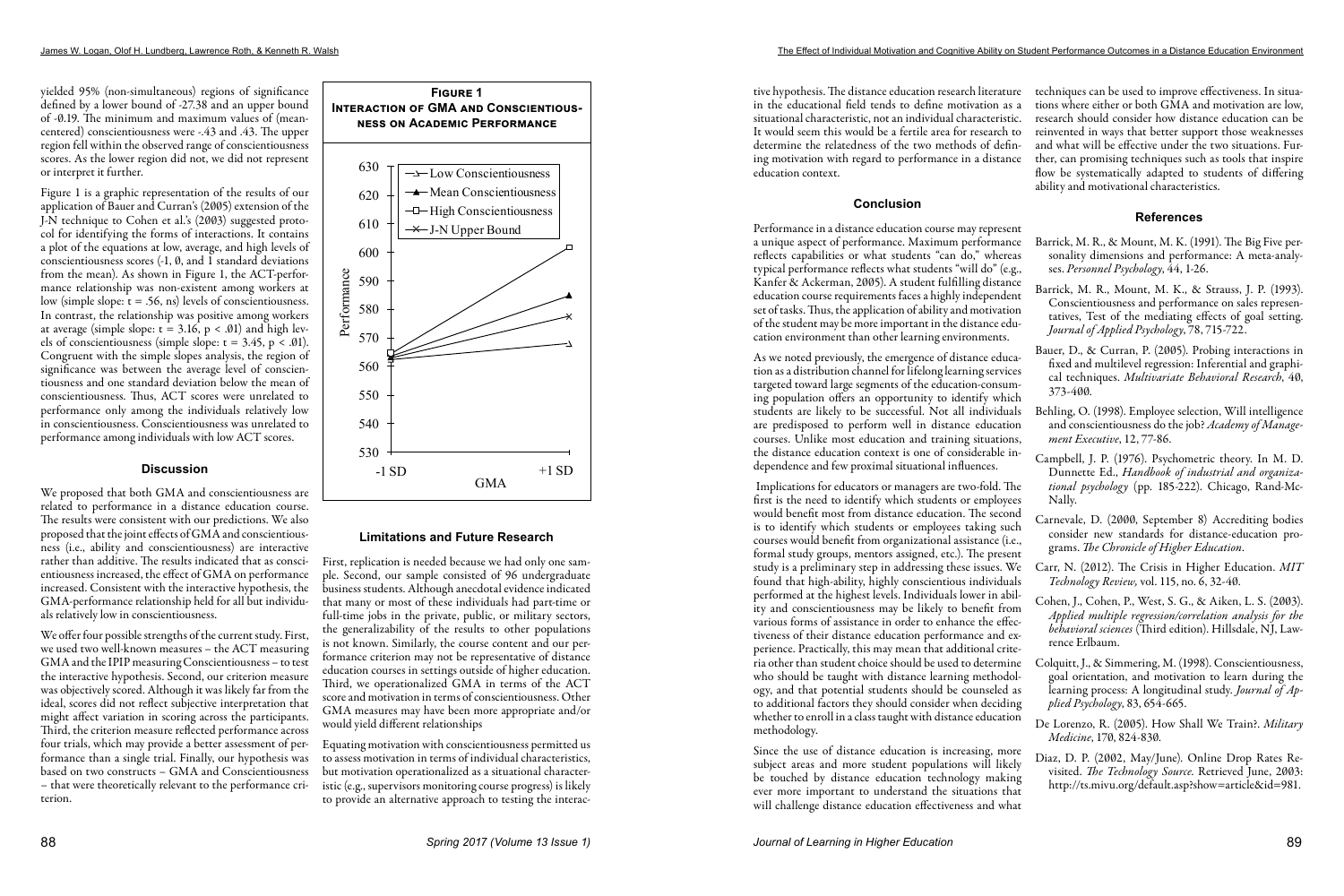yielded 95% (non-simultaneous) regions of significance defined by a lower bound of -27.38 and an upper bound of -0.19. The minimum and maximum values of (mean-centered) conscientiousness were -.43 and .43. The upper region fell within the observed range of conscientiousness scores. As the lower region did not, we did not represent or interpret it further.

Figure 1 is a graphic representation of the results of our application of Bauer and Curran's (2005) extension of the J-N technique to Cohen et al.'s (2003) suggested protocol for identifying the forms of interactions. It contains a plot of the equations at low, average, and high levels of conscientiousness scores (-1, 0, and 1 standard deviations from the mean). As shown in Figure 1, the ACT-performance relationship was non-existent among workers at low (simple slope: $t = .56$, ns) levels of conscientiousness. In contrast, the relationship was positive among workers at average (simple slope: $t = 3.16$, $p < .01$) and high levels of conscientiousness (simple slope: $t = 3.45$, $p < .01$). Congruent with the simple slopes analysis, the region of significance was between the average level of conscientiousness and one standard deviation below the mean of conscientiousness. Thus, ACT scores were unrelated to performance only among the individuals relatively low in conscientiousness. Conscientiousness was unrelated to performance among individuals with low ACT scores.

**Figure 1**
**Interaction of GMA and Conscientiousness on Academic Performance**

## Discussion

We proposed that both GMA and conscientiousness are related to performance in a distance education course. The results were consistent with our predictions. We also proposed that the joint effects of GMA and conscientiousness (i.e., ability and conscientiousness) are interactive rather than additive. The results indicated that as conscientiousness increased, the effect of GMA on performance increased. Consistent with the interactive hypothesis, the GMA-performance relationship held for all but individuals relatively low in conscientiousness.

We offer four possible strengths of the current study. First, we used two well-known measures – the ACT measuring GMA and the IPIP measuring Conscientiousness – to test the interactive hypothesis. Second, our criterion measure was objectively scored. Although it was likely far from the ideal, scores did not reflect subjective interpretation that might affect variation in scoring across the participants. Third, the criterion measure reflected performance across four trials, which may provide a better assessment of performance than a single trial. Finally, our hypothesis was based on two constructs – GMA and Conscientiousness – that were theoretically relevant to the performance criterion.

## Limitations and Future Research

First, replication is needed because we had only one sample. Second, our sample consisted of 96 undergraduate business students. Although anecdotal evidence indicated that many or most of these individuals had part-time or full-time jobs in the private, public, or military sectors, the generalizability of the results to other populations is not known. Similarly, the course content and our performance criterion may not be representative of distance education courses in settings outside of higher education. Third, we operationalized GMA in terms of the ACT score and motivation in terms of conscientiousness. Other GMA measures may have been more appropriate and/or would yield different relationships

Equating motivation with conscientiousness permitted us to assess motivation in terms of individual characteristics, but motivation operationalized as a situational characteristic (e.g., supervisors monitoring course progress) is likely to provide an alternative approach to testing the interactive hypothesis. The distance education research literature in the educational field tends to define motivation as a situational characteristic, not an individual characteristic. It would seem this would be a fertile area for research to determine the relatedness of the two methods of defining motivation with regard to performance in a distance education context.

## Conclusion

Performance in a distance education course may represent a unique aspect of performance. Maximum performance reflects capabilities or what students "can do," whereas typical performance reflects what students "will do" (e.g., Kanfer & Ackerman, 2005). A student fulfilling distance education course requirements faces a highly independent set of tasks. Thus, the application of ability and motivation of the student may be more important in the distance education environment than other learning environments.

As we noted previously, the emergence of distance education as a distribution channel for lifelong learning services targeted toward large segments of the education-consuming population offers an opportunity to identify which students are likely to be successful. Not all individuals are predisposed to perform well in distance education courses. Unlike most education and training situations, the distance education context is one of considerable independence and few proximal situational influences.

Implications for educators or managers are two-fold. The first is the need to identify which students or employees would benefit most from distance education. The second is to identify which students or employees taking such courses would benefit from organizational assistance (i.e., formal study groups, mentors assigned, etc.). The present study is a preliminary step in addressing these issues. We found that high-ability, highly conscientious individuals performed at the highest levels. Individuals lower in ability and conscientiousness may be likely to benefit from various forms of assistance in order to enhance the effectiveness of their distance education performance and experience. Practically, this may mean that additional criteria other than student choice should be used to determine who should be taught with distance learning methodology, and that potential students should be counseled as to additional factors they should consider when deciding whether to enroll in a class taught with distance education methodology.

Since the use of distance education is increasing, more subject areas and more student populations will likely be touched by distance education technology making ever more important to understand the situations that will challenge distance education effectiveness and what techniques can be used to improve effectiveness. In situations where either or both GMA and motivation are low, research should consider how distance education can be reinvented in ways that better support those weaknesses and what will be effective under the two situations. Further, can promising techniques such as tools that inspire flow be systematically adapted to students of differing ability and motivational characteristics.

## References

Barrick, M. R., & Mount, M. K. (1991). The Big Five personality dimensions and performance: A meta-analyses. *Personnel Psychology*, 44, 1-26.

Barrick, M. R., Mount, M. K., & Strauss, J. P. (1993). Conscientiousness and performance on sales representatives, Test of the mediating effects of goal setting. *Journal of Applied Psychology*, 78, 715-722.

Bauer, D., & Curran, P. (2005). Probing interactions in fixed and multilevel regression: Inferential and graphical techniques. *Multivariate Behavioral Research*, 40, 373-400.

Behling, O. (1998). Employee selection, Will intelligence and conscientiousness do the job? *Academy of Management Executive*, 12, 77-86.

Campbell, J. P. (1976). Psychometric theory. In M. D. Dunnette Ed., *Handbook of industrial and organizational psychology* (pp. 185-222). Chicago, Rand-McNally.

Carnevale, D. (2000, September 8) Accrediting bodies consider new standards for distance-education programs. *The Chronicle of Higher Education*.

Carr, N. (2012). The Crisis in Higher Education. *MIT Technology Review*, vol. 115, no. 6, 32-40.

Cohen, J., Cohen, P., West, S. G., & Aiken, L. S. (2003). *Applied multiple regression/correlation analysis for the behavioral sciences* (Third edition). Hillsdale, NJ, Lawrence Erlbaum.

Colquitt, J., & Simmering, M. (1998). Conscientiousness, goal orientation, and motivation to learn during the learning process: A longitudinal study. *Journal of Applied Psychology*, 83, 654-665.

De Lorenzo, R. (2005). How Shall We Train?. *Military Medicine*, 170, 824-830.

Diaz, D. P. (2002, May/June). Online Drop Rates Revisited. *The Technology Source*. Retrieved June, 2003: http://ts.mivu.org/default.asp?show=article&id=981.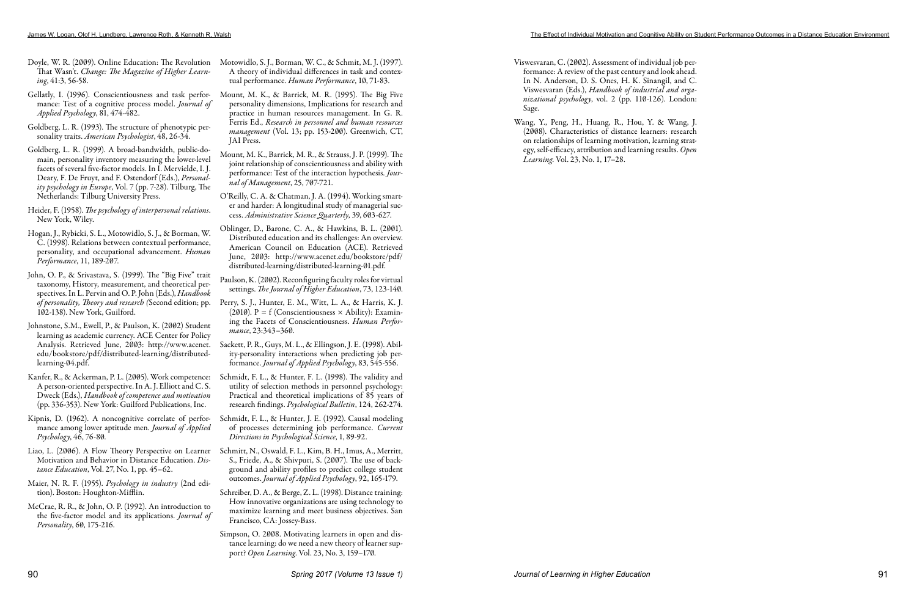Doyle, W. R. (2009). Online Education: The Revolution That Wasn't. *Change: The Magazine of Higher Learning*, 41:3, 56-58.

Gellatly, I. (1996). Conscientiousness and task performance: Test of a cognitive process model. *Journal of Applied Psychology*, 81, 474-482.

Goldberg, L. R. (1993). The structure of phenotypic personality traits. *American Psychologist*, 48, 26-34.

Goldberg, L. R. (1999). A broad-bandwidth, public-domain, personality inventory measuring the lower-level facets of several five-factor models. In I. Mervielde, I. J. Deary, F. De Fruyt, and F. Ostendorf (Eds.), *Personality psychology in Europe*, Vol. 7 (pp. 7-28). Tilburg, The Netherlands: Tilburg University Press.

Heider, F. (1958). *The psychology of interpersonal relations*. New York, Wiley.

Hogan, J., Rybicki, S. L., Motowidlo, S. J., & Borman, W. C. (1998). Relations between contextual performance, personality, and occupational advancement. *Human Performance*, 11, 189-207.

John, O. P., & Srivastava, S. (1999). The "Big Five" trait taxonomy, History, measurement, and theoretical perspectives. In L. Pervin and O. P. John (Eds.), *Handbook of personality, Theory and research (*Second edition; pp. 102-138). New York, Guilford.

Johnstone, S.M., Ewell, P., & Paulson, K. (2002) Student learning as academic currency. ACE Center for Policy Analysis. Retrieved June, 2003: http://www.acenet.edu/bookstore/pdf/distributed-learning/distributed-learning-04.pdf.

Kanfer, R., & Ackerman, P. L. (2005). Work competence: A person-oriented perspective. In A. J. Elliott and C. S. Dweck (Eds.), *Handbook of competence and motivation* (pp. 336-353). New York: Guilford Publications, Inc.

Kipnis, D. (1962). A noncognitive correlate of performance among lower aptitude men. *Journal of Applied Psychology*, 46, 76-80.

Liao, L. (2006). A Flow Theory Perspective on Learner Motivation and Behavior in Distance Education. *Distance Education*, Vol. 27, No. 1, pp. 45–62.

Maier, N. R. F. (1955). *Psychology in industry* (2nd edition). Boston: Houghton-Mifflin.

McCrae, R. R., & John, O. P. (1992). An introduction to the five-factor model and its applications. *Journal of Personality*, 60, 175-216.

Motowidlo, S. J., Borman, W. C., & Schmit, M. J. (1997). A theory of individual differences in task and contextual performance. *Human Performance*, 10, 71-83.

Mount, M. K., & Barrick, M. R. (1995). The Big Five personality dimensions, Implications for research and practice in human resources management. In G. R. Ferris Ed., *Research in personnel and human resources management* (Vol. 13; pp. 153-200). Greenwich, CT, JAI Press.

Mount, M. K., Barrick, M. R., & Strauss, J. P. (1999). The joint relationship of conscientiousness and ability with performance: Test of the interaction hypothesis. *Journal of Management*, 25, 707-721.

O'Reilly, C. A. & Chatman, J. A. (1994). Working smarter and harder: A longitudinal study of managerial success. *Administrative Science Quarterly*, 39, 603-627.

Oblinger, D., Barone, C. A., & Hawkins, B. L. (2001). Distributed education and its challenges: An overview. American Council on Education (ACE). Retrieved June, 2003: http://www.acenet.edu/bookstore/pdf/distributed-learning/distributed-learning-01.pdf.

Paulson, K. (2002). Reconfiguring faculty roles for virtual settings. *The Journal of Higher Education*, 73, 123-140.

Perry, S. J., Hunter, E. M., Witt, L. A., & Harris, K. J. (2010). P = f (Conscientiousness × Ability): Examining the Facets of Conscientiousness. *Human Performance*, 23:343–360.

Sackett, P. R., Guys, M. L., & Ellingson, J. E. (1998). Ability-personality interactions when predicting job performance. *Journal of Applied Psychology*, 83, 545-556.

Schmidt, F. L., & Hunter, F. L. (1998). The validity and utility of selection methods in personnel psychology: Practical and theoretical implications of 85 years of research findings. *Psychological Bulletin*, 124, 262-274.

Schmidt, F. L., & Hunter, J. E. (1992). Causal modeling of processes determining job performance. *Current Directions in Psychological Science*, 1, 89-92.

Schmitt, N., Oswald, F. L., Kim, B. H., Imus, A., Merritt, S., Friede, A., & Shivpuri, S. (2007). The use of background and ability profiles to predict college student outcomes. *Journal of Applied Psychology*, 92, 165-179.

Schreiber, D. A., & Berge, Z. L. (1998). Distance training: How innovative organizations are using technology to maximize learning and meet business objectives. San Francisco, CA: Jossey-Bass.

Simpson, O. 2008. Motivating learners in open and distance learning: do we need a new theory of learner support? *Open Learning*. Vol. 23, No. 3, 159–170.

Viswesvaran, C. (2002). Assessment of individual job performance: A review of the past century and look ahead. In N. Anderson, D. S. Ones, H. K. Sinangil, and C. Viswesvaran (Eds.), *Handbook of industrial and organizational psychology*, vol. 2 (pp. 110-126). London: Sage.

Wang, Y., Peng, H., Huang, R., Hou, Y. & Wang, J. (2008). Characteristics of distance learners: research on relationships of learning motivation, learning strategy, self-efficacy, attribution and learning results. *Open Learning*. Vol. 23, No. 1, 17–28.